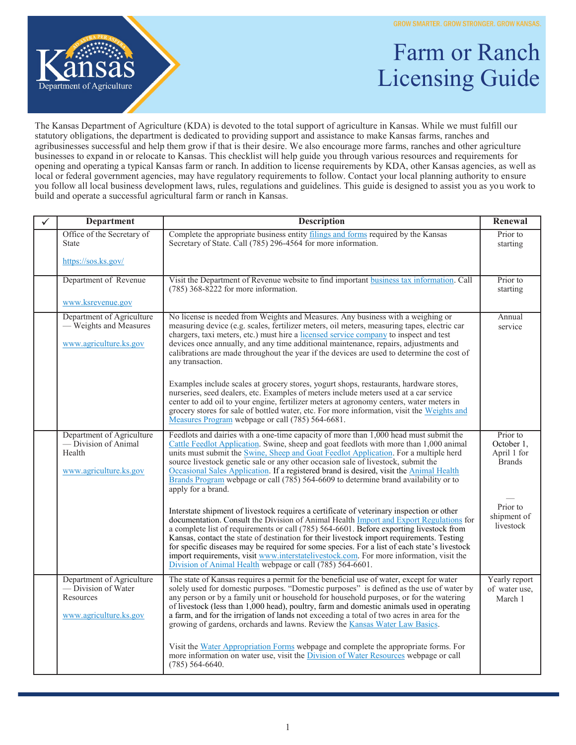GROW SMARTER. GROW STRONGER. GROW KANSAS.

Kansas Department of Agriculture

# Farm or Ranch Licensing Guide

The Kansas Department of Agriculture (KDA) is devoted to the total support of agriculture in Kansas. While we must fulfill our statutory obligations, the department is dedicated to providing support and assistance to make Kansas farms, ranches and agribusinesses successful and help them grow if that is their desire. We also encourage more farms, ranches and other agriculture businesses to expand in or relocate to Kansas. This checklist will help guide you through various resources and requirements for opening and operating a typical Kansas farm or ranch. In addition to license requirements by KDA, other Kansas agencies, as well as local or federal government agencies, may have regulatory requirements to follow. Contact your local planning authority to ensure you follow all local business development laws, rules, regulations and guidelines. This guide is designed to assist you as you work to build and operate a successful agricultural farm or ranch in Kansas.

| ✓ | Department | Description | Renewal |
|---|---|---|---|
| | Office of the Secretary of State<br><br>https://sos.ks.gov/ | Complete the appropriate business entity filings and forms required by the Kansas Secretary of State. Call (785) 296-4564 for more information. | Prior to starting |
| | Department of Revenue<br><br>www.ksrevenue.gov | Visit the Department of Revenue website to find important business tax information. Call (785) 368-8222 for more information. | Prior to starting |
| | Department of Agriculture — Weights and Measures<br><br>www.agriculture.ks.gov | No license is needed from Weights and Measures. Any business with a weighing or measuring device (e.g. scales, fertilizer meters, oil meters, measuring tapes, electric car chargers, taxi meters, etc.) must hire a licensed service company to inspect and test devices once annually, and any time additional maintenance, repairs, adjustments and calibrations are made throughout the year if the devices are used to determine the cost of any transaction.<br><br>Examples include scales at grocery stores, yogurt shops, restaurants, hardware stores, nurseries, seed dealers, etc. Examples of meters include meters used at a car service center to add oil to your engine, fertilizer meters at agronomy centers, water meters in grocery stores for sale of bottled water, etc. For more information, visit the Weights and Measures Program webpage or call (785) 564-6681. | Annual service |
| | Department of Agriculture — Division of Animal Health<br><br>www.agriculture.ks.gov | Feedlots and dairies with a one-time capacity of more than 1,000 head must submit the Cattle Feedlot Application. Swine, sheep and goat feedlots with more than 1,000 animal units must submit the Swine, Sheep and Goat Feedlot Application. For a multiple herd source livestock genetic sale or any other occasion sale of livestock, submit the Occasional Sales Application. If a registered brand is desired, visit the Animal Health Brands Program webpage or call (785) 564-6609 to determine brand availability or to apply for a brand.<br><br>Interstate shipment of livestock requires a certificate of veterinary inspection or other documentation. Consult the Division of Animal Health Import and Export Regulations for a complete list of requirements or call (785) 564-6601. Before exporting livestock from Kansas, contact the state of destination for their livestock import requirements. Testing for specific diseases may be required for some species. For a list of each state's livestock import requirements, visit www.interstatelivestock.com. For more information, visit the Division of Animal Health webpage or call (785) 564-6601. | Prior to October 1, April 1 for Brands<br><br>—<br>Prior to shipment of livestock |
| | Department of Agriculture — Division of Water Resources<br><br>www.agriculture.ks.gov | The state of Kansas requires a permit for the beneficial use of water, except for water solely used for domestic purposes. "Domestic purposes" is defined as the use of water by any person or by a family unit or household for household purposes, or for the watering of livestock (less than 1,000 head), poultry, farm and domestic animals used in operating a farm, and for the irrigation of lands not exceeding a total of two acres in area for the growing of gardens, orchards and lawns. Review the Kansas Water Law Basics.<br><br>Visit the Water Appropriation Forms webpage and complete the appropriate forms. For more information on water use, visit the Division of Water Resources webpage or call (785) 564-6640. | Yearly report of water use, March 1 |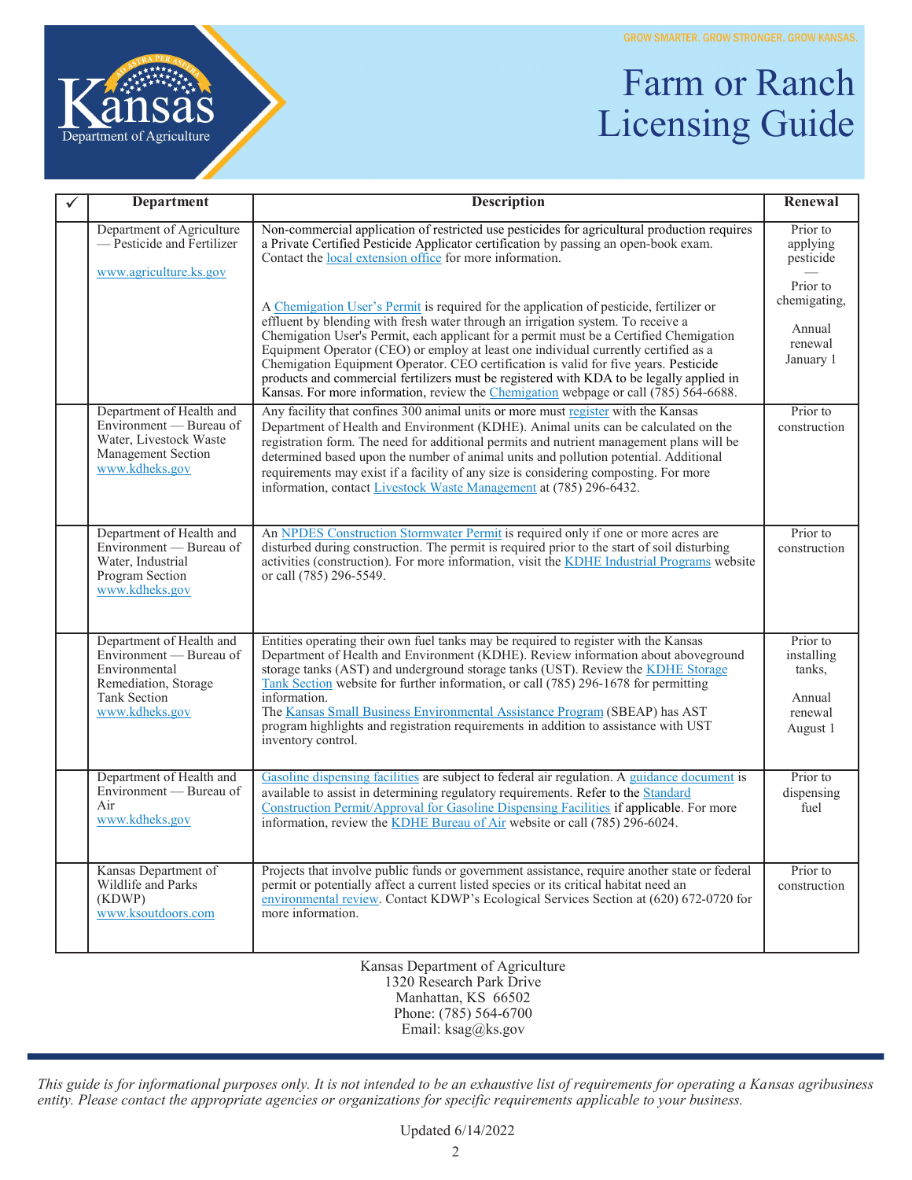GROW SMARTER. GROW STRONGER. GROW KANSAS.

# Farm or Ranch Licensing Guide

| ✓ | Department | Description | Renewal |
|---|---|---|---|
| | Department of Agriculture — Pesticide and Fertilizer www.agriculture.ks.gov | Non-commercial application of restricted use pesticides for agricultural production requires a Private Certified Pesticide Applicator certification by passing an open-book exam. Contact the local extension office for more information.<br><br>A Chemigation User's Permit is required for the application of pesticide, fertilizer or effluent by blending with fresh water through an irrigation system. To receive a Chemigation User's Permit, each applicant for a permit must be a Certified Chemigation Equipment Operator (CEO) or employ at least one individual currently certified as a Chemigation Equipment Operator. CEO certification is valid for five years. Pesticide products and commercial fertilizers must be registered with KDA to be legally applied in Kansas. For more information, review the Chemigation webpage or call (785) 564-6688. | Prior to applying pesticide<br>—<br>Prior to chemigating,<br><br>Annual renewal January 1 |
| | Department of Health and Environment — Bureau of Water, Livestock Waste Management Section www.kdheks.gov | Any facility that confines 300 animal units or more must register with the Kansas Department of Health and Environment (KDHE). Animal units can be calculated on the registration form. The need for additional permits and nutrient management plans will be determined based upon the number of animal units and pollution potential. Additional requirements may exist if a facility of any size is considering composting. For more information, contact Livestock Waste Management at (785) 296-6432. | Prior to construction |
| | Department of Health and Environment — Bureau of Water, Industrial Program Section www.kdheks.gov | An NPDES Construction Stormwater Permit is required only if one or more acres are disturbed during construction. The permit is required prior to the start of soil disturbing activities (construction). For more information, visit the KDHE Industrial Programs website or call (785) 296-5549. | Prior to construction |
| | Department of Health and Environment — Bureau of Environmental Remediation, Storage Tank Section www.kdheks.gov | Entities operating their own fuel tanks may be required to register with the Kansas Department of Health and Environment (KDHE). Review information about aboveground storage tanks (AST) and underground storage tanks (UST). Review the KDHE Storage Tank Section website for further information, or call (785) 296-1678 for permitting information.<br>The Kansas Small Business Environmental Assistance Program (SBEAP) has AST program highlights and registration requirements in addition to assistance with UST inventory control. | Prior to installing tanks,<br><br>Annual renewal August 1 |
| | Department of Health and Environment — Bureau of Air www.kdheks.gov | Gasoline dispensing facilities are subject to federal air regulation. A guidance document is available to assist in determining regulatory requirements. Refer to the Standard Construction Permit/Approval for Gasoline Dispensing Facilities if applicable. For more information, review the KDHE Bureau of Air website or call (785) 296-6024. | Prior to dispensing fuel |
| | Kansas Department of Wildlife and Parks (KDWP) www.ksoutdoors.com | Projects that involve public funds or government assistance, require another state or federal permit or potentially affect a current listed species or its critical habitat need an environmental review. Contact KDWP's Ecological Services Section at (620) 672-0720 for more information. | Prior to construction |

Kansas Department of Agriculture
1320 Research Park Drive
Manhattan, KS 66502
Phone: (785) 564-6700
Email: ksag@ks.gov

*This guide is for informational purposes only. It is not intended to be an exhaustive list of requirements for operating a Kansas agribusiness entity. Please contact the appropriate agencies or organizations for specific requirements applicable to your business.*

Updated 6/14/2022